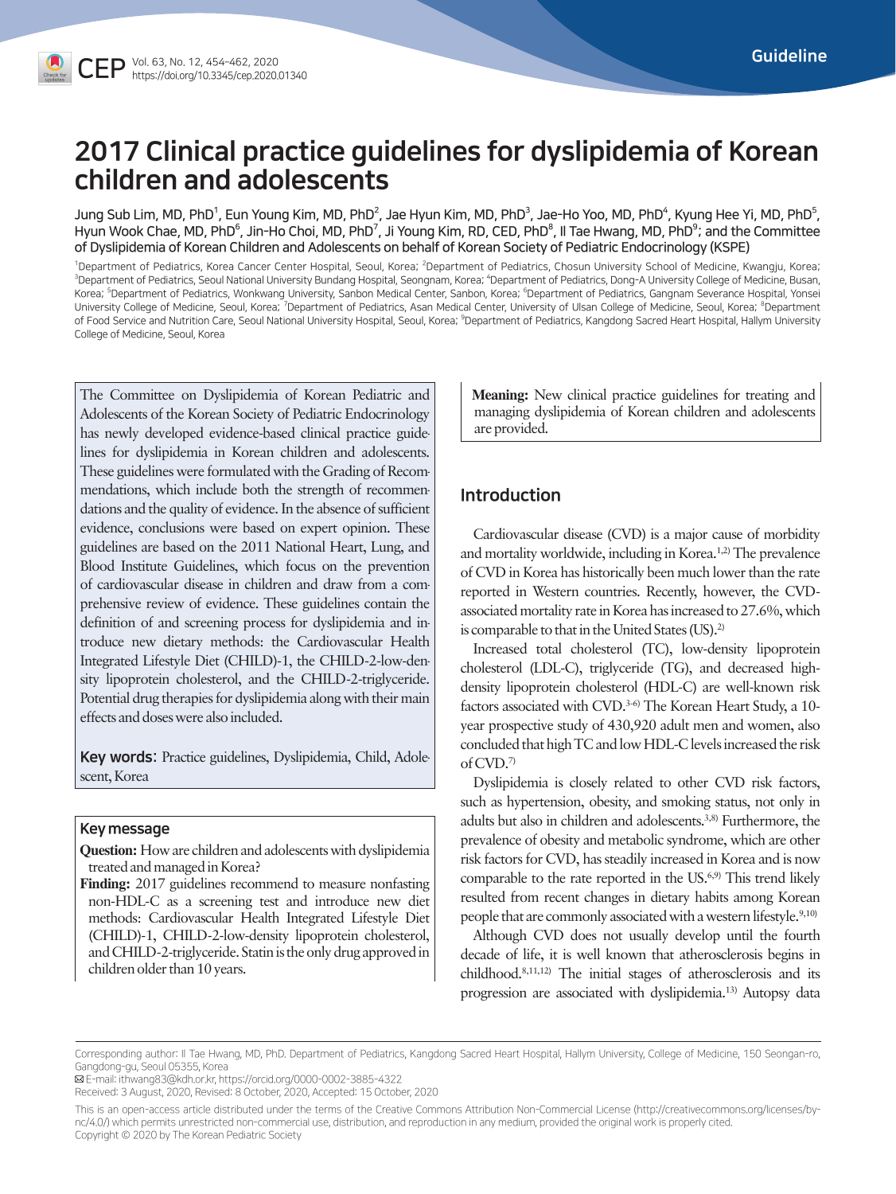Guideline

# 2017 Clinical practice guidelines for dyslipidemia of Korean children and adolescents

Jung Sub Lim, MD, PhD[1], Eun Young Kim, MD, PhD[2], Jae Hyun Kim, MD, PhD[3], Jae-Ho Yoo, MD, PhD[4], Kyung Hee Yi, MD, PhD[5], Hyun Wook Chae, MD, PhD[6], Jin-Ho Choi, MD, PhD[7], Ji Young Kim, RD, CED, PhD[8], Il Tae Hwang, MD, PhD[9]; and the Committee of Dyslipidemia of Korean Children and Adolescents on behalf of Korean Society of Pediatric Endocrinology (KSPE)

[1]Department of Pediatrics, Korea Cancer Center Hospital, Seoul, Korea; [2]Department of Pediatrics, Chosun University School of Medicine, Kwangju, Korea; [3]Department of Pediatrics, Seoul National University Bundang Hospital, Seongnam, Korea; [4]Department of Pediatrics, Dong-A University College of Medicine, Busan, Korea; [5]Department of Pediatrics, Wonkwang University, Sanbon Medical Center, Sanbon, Korea; [6]Department of Pediatrics, Gangnam Severance Hospital, Yonsei University College of Medicine, Seoul, Korea; [7]Department of Pediatrics, Asan Medical Center, University of Ulsan College of Medicine, Seoul, Korea; [8]Department of Food Service and Nutrition Care, Seoul National University Hospital, Seoul, Korea; [9]Department of Pediatrics, Kangdong Sacred Heart Hospital, Hallym University College of Medicine, Seoul, Korea

The Committee on Dyslipidemia of Korean Pediatric and Adolescents of the Korean Society of Pediatric Endocrinology has newly developed evidence-based clinical practice guidelines for dyslipidemia in Korean children and adolescents. These guidelines were formulated with the Grading of Recommendations, which include both the strength of recommendations and the quality of evidence. In the absence of sufficient evidence, conclusions were based on expert opinion. These guidelines are based on the 2011 National Heart, Lung, and Blood Institute Guidelines, which focus on the prevention of cardiovascular disease in children and draw from a comprehensive review of evidence. These guidelines contain the definition of and screening process for dyslipidemia and introduce new dietary methods: the Cardiovascular Health Integrated Lifestyle Diet (CHILD)-1, the CHILD-2-low-density lipoprotein cholesterol, and the CHILD-2-triglyceride. Potential drug therapies for dyslipidemia along with their main effects and doses were also included.

**Key words:** Practice guidelines, Dyslipidemia, Child, Adolescent, Korea

## Key message

**Question:** How are children and adolescents with dyslipidemia treated and managed in Korea?

**Finding:** 2017 guidelines recommend to measure nonfasting non-HDL-C as a screening test and introduce new diet methods: Cardiovascular Health Integrated Lifestyle Diet (CHILD)-1, CHILD-2-low-density lipoprotein cholesterol, and CHILD-2-triglyceride. Statin is the only drug approved in children older than 10 years.

**Meaning:** New clinical practice guidelines for treating and managing dyslipidemia of Korean children and adolescents are provided.

## Introduction

Cardiovascular disease (CVD) is a major cause of morbidity and mortality worldwide, including in Korea.[1,2] The prevalence of CVD in Korea has historically been much lower than the rate reported in Western countries. Recently, however, the CVD-associated mortality rate in Korea has increased to 27.6%, which is comparable to that in the United States (US).[2]

Increased total cholesterol (TC), low-density lipoprotein cholesterol (LDL-C), triglyceride (TG), and decreased high-density lipoprotein cholesterol (HDL-C) are well-known risk factors associated with CVD.[3-6] The Korean Heart Study, a 10-year prospective study of 430,920 adult men and women, also concluded that high TC and low HDL-C levels increased the risk of CVD.[7]

Dyslipidemia is closely related to other CVD risk factors, such as hypertension, obesity, and smoking status, not only in adults but also in children and adolescents.[3,8] Furthermore, the prevalence of obesity and metabolic syndrome, which are other risk factors for CVD, has steadily increased in Korea and is now comparable to the rate reported in the US.[6,9] This trend likely resulted from recent changes in dietary habits among Korean people that are commonly associated with a western lifestyle.[9,10]

Although CVD does not usually develop until the fourth decade of life, it is well known that atherosclerosis begins in childhood.[8,11,12] The initial stages of atherosclerosis and its progression are associated with dyslipidemia.[13] Autopsy data

Corresponding author: Il Tae Hwang, MD, PhD. Department of Pediatrics, Kangdong Sacred Heart Hospital, Hallym University, College of Medicine, 150 Seongan-ro, Gangdong-gu, Seoul 05355, Korea
E-mail: ithwang83@kdh.or.kr, https://orcid.org/0000-0002-3885-4322
Received: 3 August, 2020, Revised: 8 October, 2020, Accepted: 15 October, 2020

This is an open-access article distributed under the terms of the Creative Commons Attribution Non-Commercial License (http://creativecommons.org/licenses/by-nc/4.0/) which permits unrestricted non-commercial use, distribution, and reproduction in any medium, provided the original work is properly cited.
Copyright © 2020 by The Korean Pediatric Society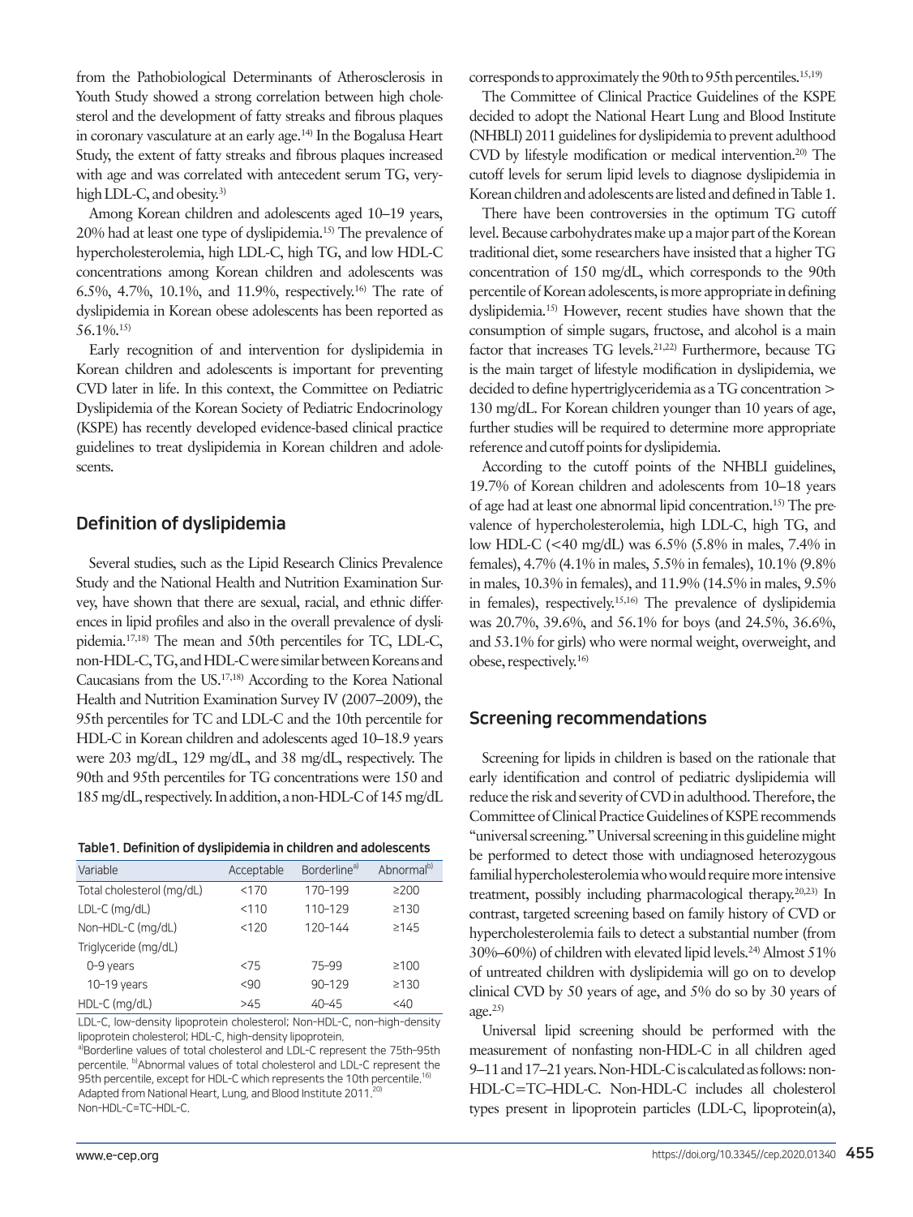from the Pathobiological Determinants of Atherosclerosis in Youth Study showed a strong correlation between high cholesterol and the development of fatty streaks and fibrous plaques in coronary vasculature at an early age.[14] In the Bogalusa Heart Study, the extent of fatty streaks and fibrous plaques increased with age and was correlated with antecedent serum TG, very-high LDL-C, and obesity.[3]

Among Korean children and adolescents aged 10–19 years, 20% had at least one type of dyslipidemia.[15] The prevalence of hypercholesterolemia, high LDL-C, high TG, and low HDL-C concentrations among Korean children and adolescents was 6.5%, 4.7%, 10.1%, and 11.9%, respectively.[16] The rate of dyslipidemia in Korean obese adolescents has been reported as 56.1%.[15]

Early recognition of and intervention for dyslipidemia in Korean children and adolescents is important for preventing CVD later in life. In this context, the Committee on Pediatric Dyslipidemia of the Korean Society of Pediatric Endocrinology (KSPE) has recently developed evidence-based clinical practice guidelines to treat dyslipidemia in Korean children and adolescents.

## Definition of dyslipidemia

Several studies, such as the Lipid Research Clinics Prevalence Study and the National Health and Nutrition Examination Survey, have shown that there are sexual, racial, and ethnic differences in lipid profiles and also in the overall prevalence of dyslipidemia.[17,18] The mean and 50th percentiles for TC, LDL-C, non-HDL-C, TG, and HDL-C were similar between Koreans and Caucasians from the US.[17,18] According to the Korea National Health and Nutrition Examination Survey IV (2007–2009), the 95th percentiles for TC and LDL-C and the 10th percentile for HDL-C in Korean children and adolescents aged 10–18.9 years were 203 mg/dL, 129 mg/dL, and 38 mg/dL, respectively. The 90th and 95th percentiles for TG concentrations were 150 and 185 mg/dL, respectively. In addition, a non-HDL-C of 145 mg/dL corresponds to approximately the 90th to 95th percentiles.[15,19]

**Table 1. Definition of dyslipidemia in children and adolescents**

| Variable | Acceptable | Borderline[a] | Abnormal[b] |
|---|---|---|---|
| Total cholesterol (mg/dL) | <170 | 170–199 | ≥200 |
| LDL-C (mg/dL) | <110 | 110–129 | ≥130 |
| Non-HDL-C (mg/dL) | <120 | 120–144 | ≥145 |
| Triglyceride (mg/dL) | | | |
| 0–9 years | <75 | 75–99 | ≥100 |
| 10–19 years | <90 | 90–129 | ≥130 |
| HDL-C (mg/dL) | >45 | 40–45 | <40 |

LDL-C, low-density lipoprotein cholesterol; Non-HDL-C, non-high-density lipoprotein cholesterol; HDL-C, high-density lipoprotein.
[a]Borderline values of total cholesterol and LDL-C represent the 75th–95th percentile. [b]Abnormal values of total cholesterol and LDL-C represent the 95th percentile, except for HDL-C which represents the 10th percentile.[16] Adapted from National Heart, Lung, and Blood Institute 2011.[20]
Non-HDL-C=TC–HDL-C.

The Committee of Clinical Practice Guidelines of the KSPE decided to adopt the National Heart Lung and Blood Institute (NHBLI) 2011 guidelines for dyslipidemia to prevent adulthood CVD by lifestyle modification or medical intervention.[20] The cutoff levels for serum lipid levels to diagnose dyslipidemia in Korean children and adolescents are listed and defined in Table 1.

There have been controversies in the optimum TG cutoff level. Because carbohydrates make up a major part of the Korean traditional diet, some researchers have insisted that a higher TG concentration of 150 mg/dL, which corresponds to the 90th percentile of Korean adolescents, is more appropriate in defining dyslipidemia.[15] However, recent studies have shown that the consumption of simple sugars, fructose, and alcohol is a main factor that increases TG levels.[21,22] Furthermore, because TG is the main target of lifestyle modification in dyslipidemia, we decided to define hypertriglyceridemia as a TG concentration > 130 mg/dL. For Korean children younger than 10 years of age, further studies will be required to determine more appropriate reference and cutoff points for dyslipidemia.

According to the cutoff points of the NHBLI guidelines, 19.7% of Korean children and adolescents from 10–18 years of age had at least one abnormal lipid concentration.[15] The prevalence of hypercholesterolemia, high LDL-C, high TG, and low HDL-C (<40 mg/dL) was 6.5% (5.8% in males, 7.4% in females), 4.7% (4.1% in males, 5.5% in females), 10.1% (9.8% in males, 10.3% in females), and 11.9% (14.5% in males, 9.5% in females), respectively.[15,16] The prevalence of dyslipidemia was 20.7%, 39.6%, and 56.1% for boys (and 24.5%, 36.6%, and 53.1% for girls) who were normal weight, overweight, and obese, respectively.[16]

## Screening recommendations

Screening for lipids in children is based on the rationale that early identification and control of pediatric dyslipidemia will reduce the risk and severity of CVD in adulthood. Therefore, the Committee of Clinical Practice Guidelines of KSPE recommends "universal screening." Universal screening in this guideline might be performed to detect those with undiagnosed heterozygous familial hypercholesterolemia who would require more intensive treatment, possibly including pharmacological therapy.[20,23] In contrast, targeted screening based on family history of CVD or hypercholesterolemia fails to detect a substantial number (from 30%–60%) of children with elevated lipid levels.[24] Almost 51% of untreated children with dyslipidemia will go on to develop clinical CVD by 50 years of age, and 5% do so by 30 years of age.[25]

Universal lipid screening should be performed with the measurement of nonfasting non-HDL-C in all children aged 9–11 and 17–21 years. Non-HDL-C is calculated as follows: non-HDL-C=TC–HDL-C. Non-HDL-C includes all cholesterol types present in lipoprotein particles (LDL-C, lipoprotein(a),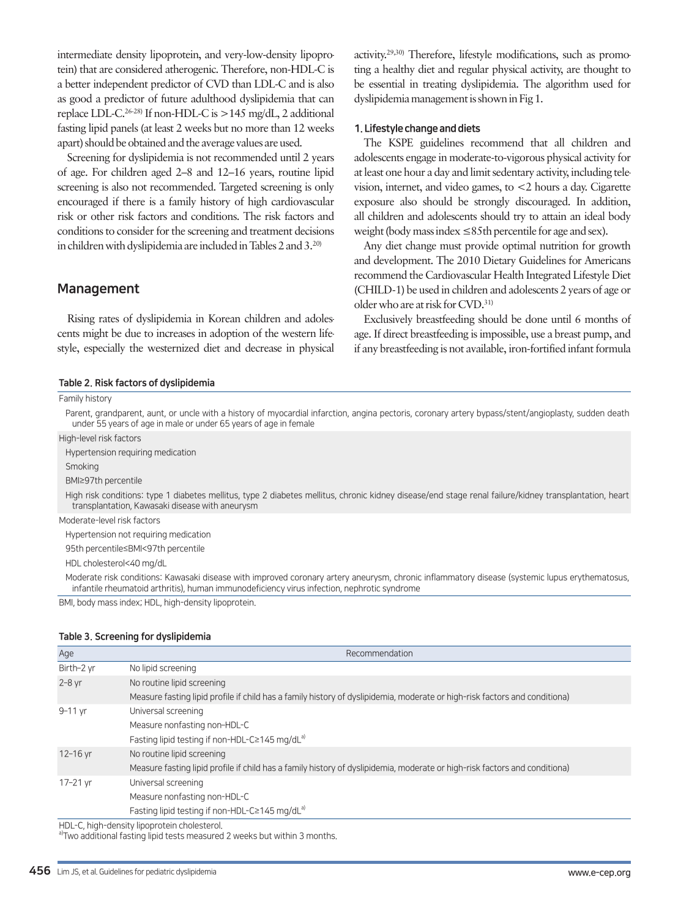intermediate density lipoprotein, and very-low-density lipoprotein) that are considered atherogenic. Therefore, non-HDL-C is a better independent predictor of CVD than LDL-C and is also as good a predictor of future adulthood dyslipidemia that can replace LDL-C.[26-28] If non-HDL-C is >145 mg/dL, 2 additional fasting lipid panels (at least 2 weeks but no more than 12 weeks apart) should be obtained and the average values are used.

Screening for dyslipidemia is not recommended until 2 years of age. For children aged 2–8 and 12–16 years, routine lipid screening is also not recommended. Targeted screening is only encouraged if there is a family history of high cardiovascular risk or other risk factors and conditions. The risk factors and conditions to consider for the screening and treatment decisions in children with dyslipidemia are included in Tables 2 and 3.[20]

## Management

Rising rates of dyslipidemia in Korean children and adolescents might be due to increases in adoption of the western lifestyle, especially the westernized diet and decrease in physical activity.[29,30] Therefore, lifestyle modifications, such as promoting a healthy diet and regular physical activity, are thought to be essential in treating dyslipidemia. The algorithm used for dyslipidemia management is shown in Fig 1.

### 1. Lifestyle change and diets

The KSPE guidelines recommend that all children and adolescents engage in moderate-to-vigorous physical activity for at least one hour a day and limit sedentary activity, including television, internet, and video games, to <2 hours a day. Cigarette exposure also should be strongly discouraged. In addition, all children and adolescents should try to attain an ideal body weight (body mass index ≤85th percentile for age and sex).

Any diet change must provide optimal nutrition for growth and development. The 2010 Dietary Guidelines for Americans recommend the Cardiovascular Health Integrated Lifestyle Diet (CHILD-1) be used in children and adolescents 2 years of age or older who are at risk for CVD.[31]

Exclusively breastfeeding should be done until 6 months of age. If direct breastfeeding is impossible, use a breast pump, and if any breastfeeding is not available, iron-fortified infant formula

**Table 2. Risk factors of dyslipidemia**

| |
|---|
| Family history |
| Parent, grandparent, aunt, or uncle with a history of myocardial infarction, angina pectoris, coronary artery bypass/stent/angioplasty, sudden death under 55 years of age in male or under 65 years of age in female |
| High-level risk factors |
| Hypertension requiring medication |
| Smoking |
| BMI≥97th percentile |
| High risk conditions: type 1 diabetes mellitus, type 2 diabetes mellitus, chronic kidney disease/end stage renal failure/kidney transplantation, heart transplantation, Kawasaki disease with aneurysm |
| Moderate-level risk factors |
| Hypertension not requiring medication |
| 95th percentile≤BMI<97th percentile |
| HDL cholesterol<40 mg/dL |
| Moderate risk conditions: Kawasaki disease with improved coronary artery aneurysm, chronic inflammatory disease (systemic lupus erythematosus, infantile rheumatoid arthritis), human immunodeficiency virus infection, nephrotic syndrome |

BMI, body mass index; HDL, high-density lipoprotein.

**Table 3. Screening for dyslipidemia**

| Age | Recommendation |
|---|---|
| Birth–2 yr | No lipid screening |
| 2–8 yr | No routine lipid screening |
| | Measure fasting lipid profile if child has a family history of dyslipidemia, moderate or high-risk factors and conditiona) |
| 9–11 yr | Universal screening |
| | Measure nonfasting non-HDL-C |
| | Fasting lipid testing if non-HDL-C≥145 mg/dL[a] |
| 12–16 yr | No routine lipid screening |
| | Measure fasting lipid profile if child has a family history of dyslipidemia, moderate or high-risk factors and conditiona) |
| 17–21 yr | Universal screening |
| | Measure nonfasting non-HDL-C |
| | Fasting lipid testing if non-HDL-C≥145 mg/dL[a] |

HDL-C, high-density lipoprotein cholesterol.
[a]Two additional fasting lipid tests measured 2 weeks but within 3 months.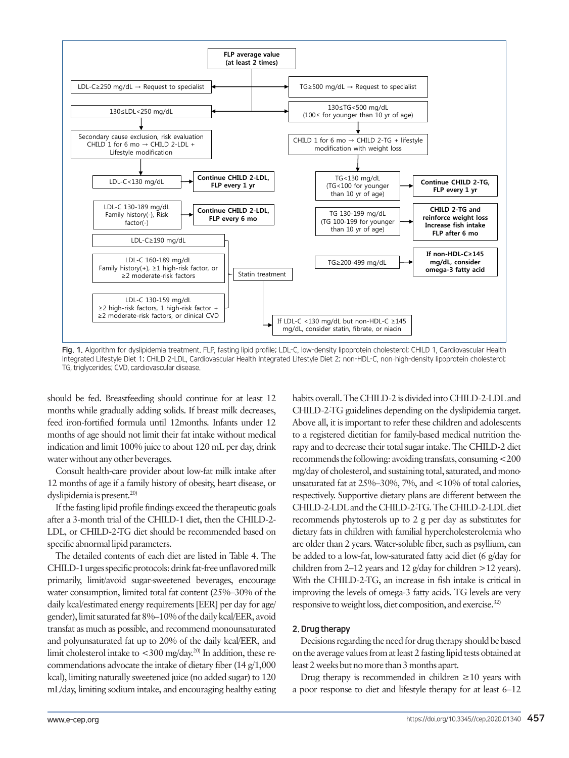FLP average value (at least 2 times)

- LDL-C≥250 mg/dL → Request to specialist
- 130≤LDL<250 mg/dL
  - Secondary cause exclusion, risk evaluation CHILD 1 for 6 mo → CHILD 2-LDL + Lifestyle modification
    - LDL-C<130 mg/dL → **Continue CHILD 2-LDL, FLP every 1 yr**
    - LDL-C 130-189 mg/dL Family history(-), Risk factor(-) → **Continue CHILD 2-LDL, FLP every 6 mo**
    - LDL-C≥190 mg/dL → Statin treatment
    - LDL-C 160-189 mg/dL Family history(+), ≥1 high-risk factor, or ≥2 moderate-risk factors → Statin treatment
    - LDL-C 130-159 mg/dL ≥2 high-risk factors, 1 high-risk factor + ≥2 moderate-risk factors, or clinical CVD → Statin treatment
    - If LDL-C <130 mg/dL but non-HDL-C ≥145 mg/dL, consider statin, fibrate, or niacin
- TG≥500 mg/dL → Request to specialist
- 130≤TG<500 mg/dL (100≤ for younger than 10 yr of age)
  - CHILD 1 for 6 mo → CHILD 2-TG + lifestyle modification with weight loss
    - TG<130 mg/dL (TG<100 for younger than 10 yr of age) → **Continue CHILD 2-TG, FLP every 1 yr**
    - TG 130-199 mg/dL (TG 100-199 for younger than 10 yr of age) → **CHILD 2-TG and reinforce weight loss Increase fish intake FLP after 6 mo**
    - TG≥200-499 mg/dL → **If non-HDL-C≥145 mg/dL, consider omega-3 fatty acid**

**Fig. 1.** Algorithm for dyslipidemia treatment. FLP, fasting lipid profile; LDL-C, low-density lipoprotein cholesterol; CHILD 1, Cardiovascular Health Integrated Lifestyle Diet 1; CHILD 2-LDL, Cardiovascular Health Integrated Lifestyle Diet 2; non-HDL-C, non–high-density lipoprotein cholesterol; TG, triglycerides; CVD, cardiovascular disease.

should be fed. Breastfeeding should continue for at least 12 months while gradually adding solids. If breast milk decreases, feed iron-fortified formula until 12months. Infants under 12 months of age should not limit their fat intake without medical indication and limit 100% juice to about 120 mL per day, drink water without any other beverages.

Consult health-care provider about low-fat milk intake after 12 months of age if a family history of obesity, heart disease, or dyslipidemia is present.[20]

If the fasting lipid profile findings exceed the therapeutic goals after a 3-month trial of the CHILD-1 diet, then the CHILD-2-LDL, or CHILD-2-TG diet should be recommended based on specific abnormal lipid parameters.

The detailed contents of each diet are listed in Table 4. The CHILD-1 urges specific protocols: drink fat-free unflavored milk primarily, limit/avoid sugar-sweetened beverages, encourage water consumption, limited total fat content (25%–30% of the daily kcal/estimated energy requirements [EER] per day for age/gender), limit saturated fat 8%–10% of the daily kcal/EER, avoid transfat as much as possible, and recommend monounsaturated and polyunsaturated fat up to 20% of the daily kcal/EER, and limit cholesterol intake to <300 mg/day.[20] In addition, these recommendations advocate the intake of dietary fiber (14 g/1,000 kcal), limiting naturally sweetened juice (no added sugar) to 120 mL/day, limiting sodium intake, and encouraging healthy eating habits overall. The CHILD-2 is divided into CHILD-2-LDL and CHILD-2-TG guidelines depending on the dyslipidemia target. Above all, it is important to refer these children and adolescents to a registered dietitian for family-based medical nutrition therapy and to decrease their total sugar intake. The CHILD-2 diet recommends the following: avoiding transfats, consuming <200 mg/day of cholesterol, and sustaining total, saturated, and monounsaturated fat at 25%–30%, 7%, and <10% of total calories, respectively. Supportive dietary plans are different between the CHILD-2-LDL and the CHILD-2-TG. The CHILD-2-LDL diet recommends phytosterols up to 2 g per day as substitutes for dietary fats in children with familial hypercholesterolemia who are older than 2 years. Water-soluble fiber, such as psyllium, can be added to a low-fat, low-saturated fatty acid diet (6 g/day for children from 2–12 years and 12 g/day for children >12 years). With the CHILD-2-TG, an increase in fish intake is critical in improving the levels of omega-3 fatty acids. TG levels are very responsive to weight loss, diet composition, and exercise.[32]

### 2. Drug therapy

Decisions regarding the need for drug therapy should be based on the average values from at least 2 fasting lipid tests obtained at least 2 weeks but no more than 3 months apart.

Drug therapy is recommended in children ≥10 years with a poor response to diet and lifestyle therapy for at least 6–12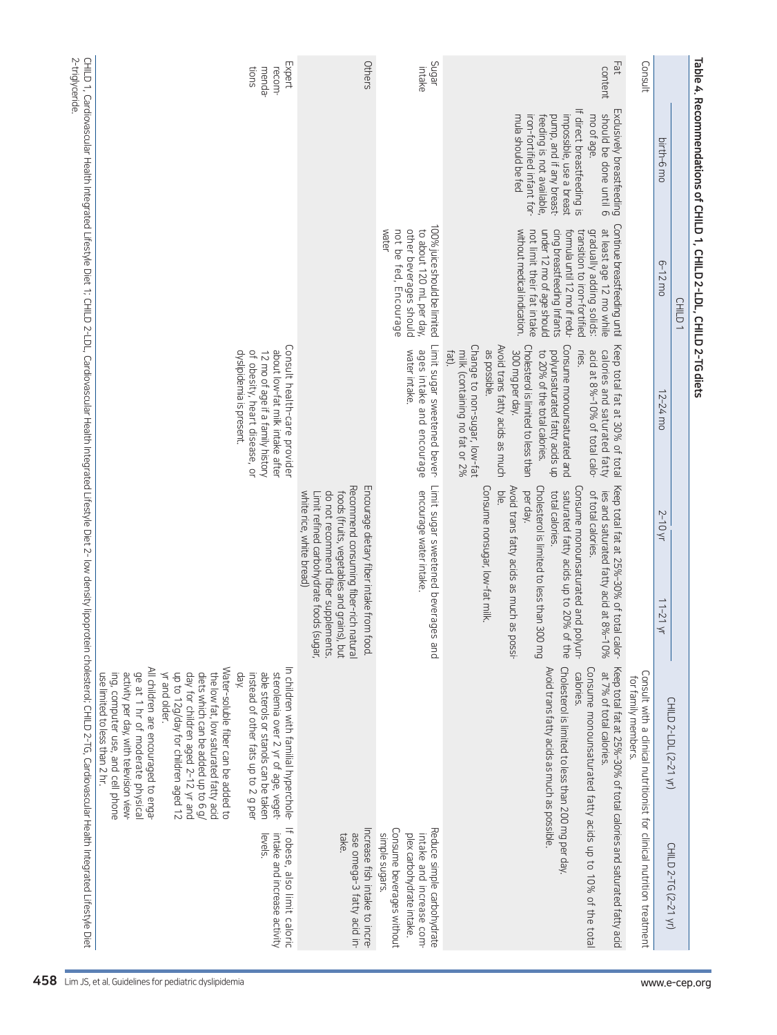**Table 4. Recommendations of CHILD 1, CHILD 2-LDL, CHILD 2-TG diets**

| | CHILD 1 | | | | | CHILD 2-LDL (2–21 yr) | CHILD 2-TG (2–21 yr) |
|---|---|---|---|---|---|---|---|
| | birth–6 mo | 6–12 mo | 12–24 mo | 2–10 yr | 11–21 yr | | |
| Consult | | | | | | Consult with a clinical nutritionist for clinical nutrition treatment for family members. | |
| Fat content | Exclusively breastfeeding should be done until 6 mo of age. If direct breastfeeding is impossible, use a breast pump, and if any breastfeeding is not available, iron-fortified infant formula should be fed | Continue breastfeeding until at least age 12 mo while gradually adding solids: transition to iron-fortified formula until 12 mo if reducing breastfeeding Infants under 12 mo of age should not limit their fat intake without medical indication. | Keep total fat at 30% of total calories and saturated fatty acid at 8%–10% of total calories. Consume monounsaturated and polyunsaturated fatty acids up to 20% of the total calories. Cholesterol is limited to less than 300 mg per day. Avoid trans fatty acids as much as possible. Change to non-sugar, low-fat milk (containing no fat or 2% fat). | Keep total fat at 25%–30% of total calories and saturated fatty acid at 8%–10% of total calories. Consume monounsaturated and polyunsaturated fatty acids up to 20% of the total calories. Cholesterol is limited to less than 300 mg per day. Avoid trans fatty acids as much as possible. Consume nonsugar, low-fat milk. | | Keep total fat at 25%–30% of total calories and saturated fatty acid at 7% of total calories. Consume monounsaturated fatty acids up to 10% of the total calories. Cholesterol is limited to less than 200 mg per day. Avoid trans fatty acids as much as possible. | |
| Sugar intake | | 100% juice should be limited to about 120 mL per day, other beverages should not be fed. Encourage water | Limit sugar sweetened beverages intake and encourage water intake. | Limit sugar sweetened beverages and encourage water intake. | | | Reduce simple carbohydrate intake and increase complex carbohydrate intake. Consume beverages without simple sugars. |
| Others | | | | Encourage dietary fiber intake from food. Recommend consuming fiber-rich natural foods (fruits, vegetables and grains), but do not recommend fiber supplements. Limit refined carbohydrate foods (sugar, white rice, white bread) | | | Increase fish intake to increase omega-3 fatty acid intake. |
| Expert recommendations | | | Consult health-care provider about low-fat milk intake after 12 mo of age if a family history of obesity, heart disease, or dyslipidemia is present. | | | In children with familial hypercholesterolemia over 2 yr of age, vegetable sterols or stanols can be taken instead of other fats up to 2 g per day. Water-soluble fiber can be added to the low fat, low saturated fatty acid diets which can be added up to 6 g/day for children aged 2–12 yr and up to 12 g/day for children aged 12 yr and older. All children are encouraged to engage at 1 hr of moderate physical activity per day, with television viewing, computer use, and cell phone use limited to less than 2 hr. | If obese, also limit caloric intake and increase activity levels. |

CHILD 1, Cardiovascular Health Integrated Lifestyle Diet 1; CHILD 2-LDL, Cardiovascular Health Integrated Lifestyle Diet 2–low density lipoprotein cholesterol; CHILD 2-TG, Cardiovascular Health Integrated Lifestyle Diet 2-triglyceride.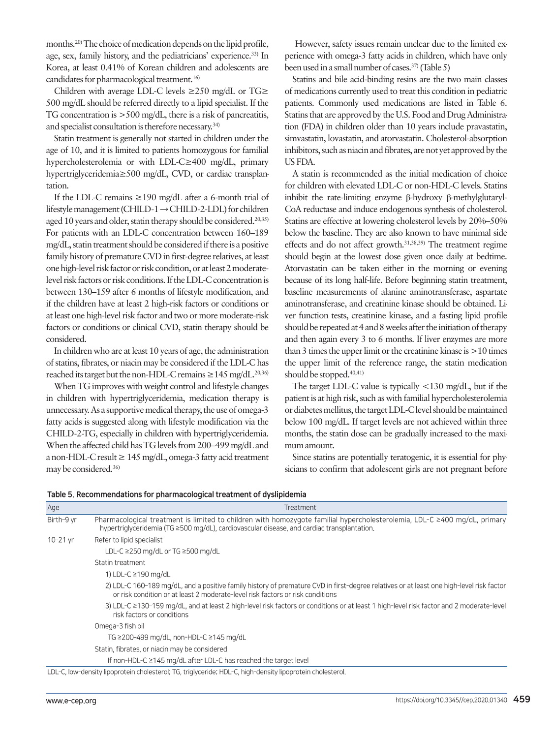months.[20] The choice of medication depends on the lipid profile, age, sex, family history, and the pediatricians' experience.[33] In Korea, at least 0.41% of Korean children and adolescents are candidates for pharmacological treatment.[16]

Children with average LDL-C levels ≥250 mg/dL or TG≥ 500 mg/dL should be referred directly to a lipid specialist. If the TG concentration is >500 mg/dL, there is a risk of pancreatitis, and specialist consultation is therefore necessary.[34]

Statin treatment is generally not started in children under the age of 10, and it is limited to patients homozygous for familial hypercholesterolemia or with LDL-C≥400 mg/dL, primary hypertriglyceridemia≥500 mg/dL, CVD, or cardiac transplantation.

If the LDL-C remains ≥190 mg/dL after a 6-month trial of lifestyle management (CHILD-1→CHILD-2-LDL) for children aged 10 years and older, statin therapy should be considered.[20,35] For patients with an LDL-C concentration between 160–189 mg/dL, statin treatment should be considered if there is a positive family history of premature CVD in first-degree relatives, at least one high-level risk factor or risk condition, or at least 2 moderate-level risk factors or risk conditions. If the LDL-C concentration is between 130–159 after 6 months of lifestyle modification, and if the children have at least 2 high-risk factors or conditions or at least one high-level risk factor and two or more moderate-risk factors or conditions or clinical CVD, statin therapy should be considered.

In children who are at least 10 years of age, the administration of statins, fibrates, or niacin may be considered if the LDL-C has reached its target but the non-HDL-C remains ≥145 mg/dL.[20,36]

When TG improves with weight control and lifestyle changes in children with hypertriglyceridemia, medication therapy is unnecessary. As a supportive medical therapy, the use of omega-3 fatty acids is suggested along with lifestyle modification via the CHILD-2-TG, especially in children with hypertriglyceridemia. When the affected child has TG levels from 200–499 mg/dL and a non-HDL-C result ≥ 145 mg/dL, omega-3 fatty acid treatment may be considered.[36]

However, safety issues remain unclear due to the limited experience with omega-3 fatty acids in children, which have only been used in a small number of cases.[37] (Table 5)

Statins and bile acid-binding resins are the two main classes of medications currently used to treat this condition in pediatric patients. Commonly used medications are listed in Table 6. Statins that are approved by the U.S. Food and Drug Administration (FDA) in children older than 10 years include pravastatin, simvastatin, lovastatin, and atorvastatin. Cholesterol-absorption inhibitors, such as niacin and fibrates, are not yet approved by the US FDA.

A statin is recommended as the initial medication of choice for children with elevated LDL-C or non-HDL-C levels. Statins inhibit the rate-limiting enzyme β-hydroxy β-methylglutaryl-CoA reductase and induce endogenous synthesis of cholesterol. Statins are effective at lowering cholesterol levels by 20%–50% below the baseline. They are also known to have minimal side effects and do not affect growth.[31,38,39] The treatment regime should begin at the lowest dose given once daily at bedtime. Atorvastatin can be taken either in the morning or evening because of its long half-life. Before beginning statin treatment, baseline measurements of alanine aminotransferase, aspartate aminotransferase, and creatinine kinase should be obtained. Liver function tests, creatinine kinase, and a fasting lipid profile should be repeated at 4 and 8 weeks after the initiation of therapy and then again every 3 to 6 months. If liver enzymes are more than 3 times the upper limit or the creatinine kinase is >10 times the upper limit of the reference range, the statin medication should be stopped.[40,41]

The target LDL-C value is typically <130 mg/dL, but if the patient is at high risk, such as with familial hypercholesterolemia or diabetes mellitus, the target LDL-C level should be maintained below 100 mg/dL. If target levels are not achieved within three months, the statin dose can be gradually increased to the maximum amount.

Since statins are potentially teratogenic, it is essential for physicians to confirm that adolescent girls are not pregnant before

**Table 5. Recommendations for pharmacological treatment of dyslipidemia**

| Age | Treatment |
|---|---|
| Birth–9 yr | Pharmacological treatment is limited to children with homozygote familial hypercholesterolemia, LDL-C ≥400 mg/dL, primary hypertriglyceridemia (TG ≥500 mg/dL), cardiovascular disease, and cardiac transplantation. |
| 10–21 yr | Refer to lipid specialist |
| | LDL-C ≥250 mg/dL or TG ≥500 mg/dL |
| | Statin treatment |
| | 1) LDL-C ≥190 mg/dL |
| | 2) LDL-C 160–189 mg/dL, and a positive family history of premature CVD in first-degree relatives or at least one high-level risk factor or risk condition or at least 2 moderate-level risk factors or risk conditions |
| | 3) LDL-C ≥130–159 mg/dL, and at least 2 high-level risk factors or conditions or at least 1 high-level risk factor and 2 moderate-level risk factors or conditions |
| | Omega-3 fish oil |
| | TG ≥200–499 mg/dL, non-HDL-C ≥145 mg/dL |
| | Statin, fibrates, or niacin may be considered |
| | If non-HDL-C ≥145 mg/dL after LDL-C has reached the target level |

LDL-C, low-density lipoprotein cholesterol; TG, triglyceride; HDL-C, high-density lipoprotein cholesterol.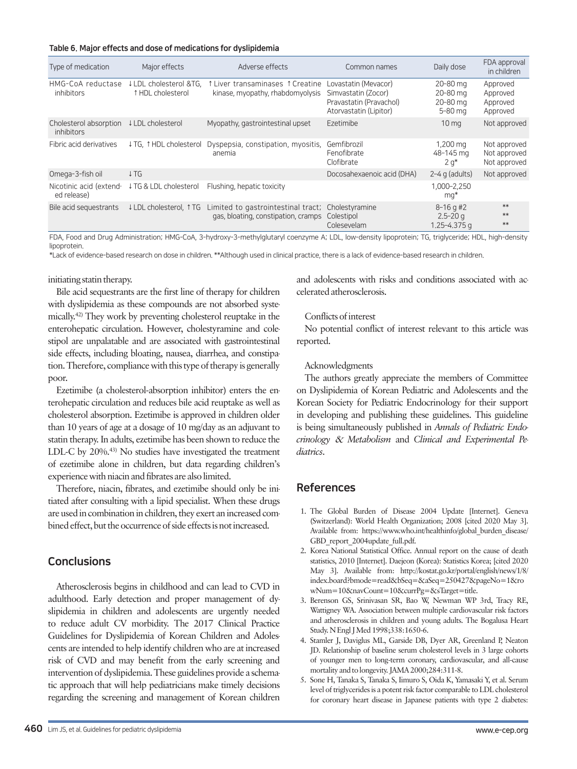**Table 6. Major effects and dose of medications for dyslipidemia**

| Type of medication | Major effects | Adverse effects | Common names | Daily dose | FDA approval in children |
|---|---|---|---|---|---|
| HMG-CoA reductase inhibitors | ↓LDL cholesterol &TG, ↑HDL cholesterol | ↑Liver transaminases ↑Creatine kinase, myopathy, rhabdomyolysis | Lovastatin (Mevacor)<br>Simvastatin (Zocor)<br>Pravastatin (Pravachol)<br>Atorvastatin (Lipitor) | 20–80 mg<br>20–80 mg<br>20–80 mg<br>5–80 mg | Approved<br>Approved<br>Approved<br>Approved |
| Cholesterol absorption inhibitors | ↓LDL cholesterol | Myopathy, gastrointestinal upset | Ezetimibe | 10 mg | Not approved |
| Fibric acid derivatives | ↓TG, ↑HDL cholesterol | Dyspepsia, constipation, myositis, anemia | Gemfibrozil<br>Fenofibrate<br>Clofibrate | 1,200 mg<br>48–145 mg<br>2 g* | Not approved<br>Not approved<br>Not approved |
| Omega-3-fish oil | ↓TG | | Docosahexaenoic acid (DHA) | 2–4 g (adults) | Not approved |
| Nicotinic acid (extended release) | ↓TG & LDL cholesterol | Flushing, hepatic toxicity | | 1,000–2,250 mg* | |
| Bile acid sequestrants | ↓LDL cholesterol, ↑TG | Limited to gastrointestinal tract; gas, bloating, constipation, cramps | Cholestyramine<br>Colestipol<br>Colesevelam | 8–16 g #2<br>2.5–20 g<br>1.25–4.375 g | **<br>**<br>** |

FDA, Food and Drug Administration; HMG-CoA, 3-hydroxy-3-methylglutaryl coenzyme A; LDL, low-density lipoprotein; TG, triglyceride; HDL, high-density lipoprotein.
*Lack of evidence-based research on dose in children. **Although used in clinical practice, there is a lack of evidence-based research in children.

initiating statin therapy.

Bile acid sequestrants are the first line of therapy for children with dyslipidemia as these compounds are not absorbed systemically.[42] They work by preventing cholesterol reuptake in the enterohepatic circulation. However, cholestyramine and colestipol are unpalatable and are associated with gastrointestinal side effects, including bloating, nausea, diarrhea, and constipation. Therefore, compliance with this type of therapy is generally poor.

Ezetimibe (a cholesterol-absorption inhibitor) enters the enterohepatic circulation and reduces bile acid reuptake as well as cholesterol absorption. Ezetimibe is approved in children older than 10 years of age at a dosage of 10 mg/day as an adjuvant to statin therapy. In adults, ezetimibe has been shown to reduce the LDL-C by 20%.[43] No studies have investigated the treatment of ezetimibe alone in children, but data regarding children's experience with niacin and fibrates are also limited.

Therefore, niacin, fibrates, and ezetimibe should only be initiated after consulting with a lipid specialist. When these drugs are used in combination in children, they exert an increased combined effect, but the occurrence of side effects is not increased.

## Conclusions

Atherosclerosis begins in childhood and can lead to CVD in adulthood. Early detection and proper management of dyslipidemia in children and adolescents are urgently needed to reduce adult CV morbidity. The 2017 Clinical Practice Guidelines for Dyslipidemia of Korean Children and Adolescents are intended to help identify children who are at increased risk of CVD and may benefit from the early screening and intervention of dyslipidemia. These guidelines provide a schematic approach that will help pediatricians make timely decisions regarding the screening and management of Korean children and adolescents with risks and conditions associated with accelerated atherosclerosis.

Conflicts of interest

No potential conflict of interest relevant to this article was reported.

Acknowledgments

The authors greatly appreciate the members of Committee on Dyslipidemia of Korean Pediatric and Adolescents and the Korean Society for Pediatric Endocrinology for their support in developing and publishing these guidelines. This guideline is being simultaneously published in *Annals of Pediatric Endocrinology & Metabolism* and *Clinical and Experimental Pediatrics*.

## References

1. The Global Burden of Disease 2004 Update [Internet]. Geneva (Switzerland): World Health Organization; 2008 [cited 2020 May 3]. Available from: https://www.who.int/healthinfo/global_burden_disease/GBD_report_2004update_full.pdf.
2. Korea National Statistical Office. Annual report on the cause of death statistics, 2010 [Internet]. Daejeon (Korea): Statistics Korea; [cited 2020 May 3]. Available from: http://kostat.go.kr/portal/english/news/1/8/index.board?bmode=read&bSeq=&aSeq=250427&pageNo=1&rowNum=10&navCount=10&currPg=&sTarget=title.
3. Berenson GS, Srinivasan SR, Bao W, Newman WP 3rd, Tracy RE, Wattigney WA. Association between multiple cardiovascular risk factors and atherosclerosis in children and young adults. The Bogalusa Heart Study. N Engl J Med 1998;338:1650-6.
4. Stamler J, Daviglus ML, Garside DB, Dyer AR, Greenland P, Neaton JD. Relationship of baseline serum cholesterol levels in 3 large cohorts of younger men to long-term coronary, cardiovascular, and all-cause mortality and to longevity. JAMA 2000;284:311-8.
5. Sone H, Tanaka S, Tanaka S, Iimuro S, Oida K, Yamasaki Y, et al. Serum level of triglycerides is a potent risk factor comparable to LDL cholesterol for coronary heart disease in Japanese patients with type 2 diabetes: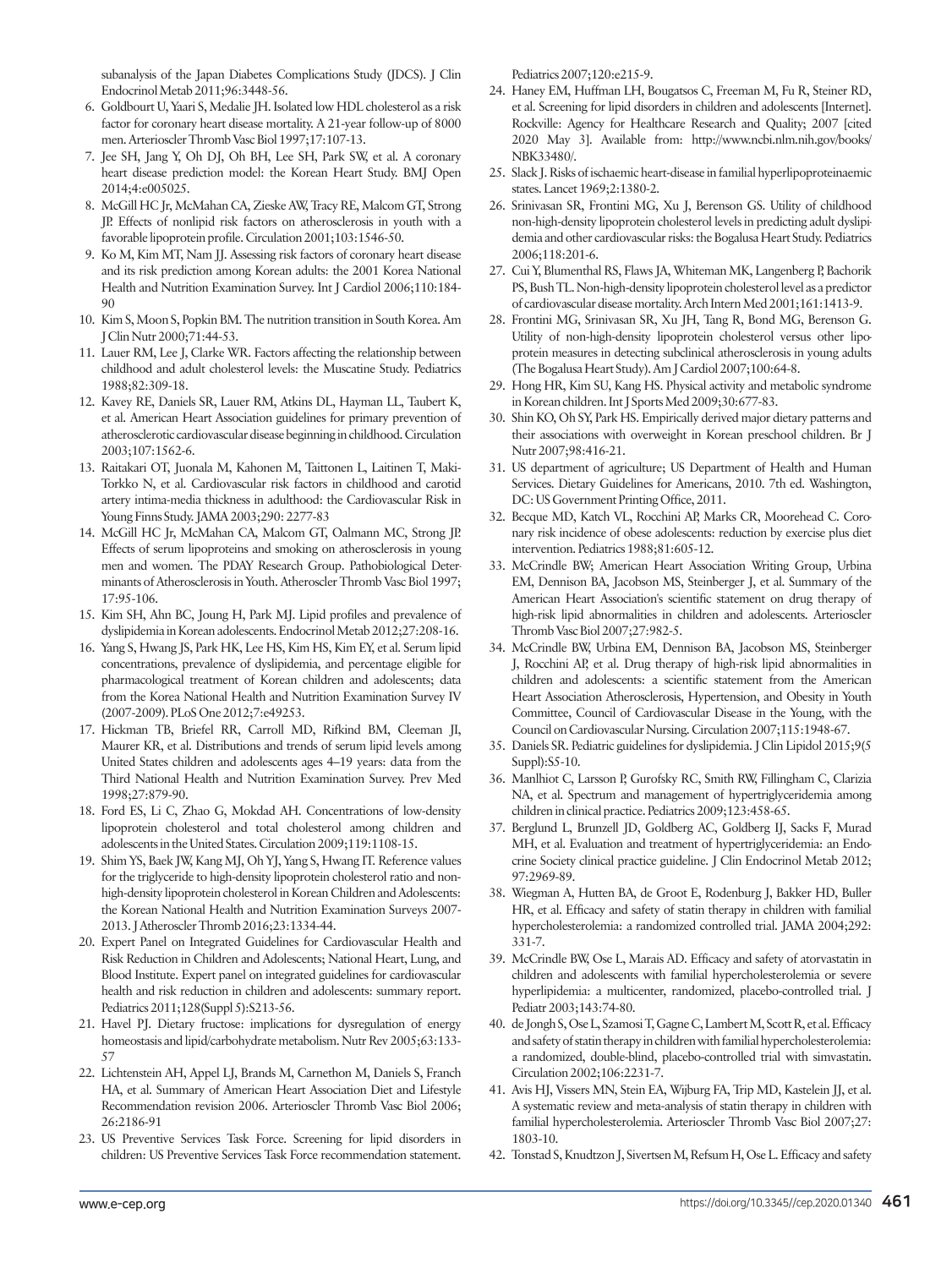subanalysis of the Japan Diabetes Complications Study (JDCS). J Clin Endocrinol Metab 2011;96:3448-56.

6. Goldbourt U, Yaari S, Medalie JH. Isolated low HDL cholesterol as a risk factor for coronary heart disease mortality. A 21-year follow-up of 8000 men. Arterioscler Thromb Vasc Biol 1997;17:107-13.
7. Jee SH, Jang Y, Oh DJ, Oh BH, Lee SH, Park SW, et al. A coronary heart disease prediction model: the Korean Heart Study. BMJ Open 2014;4:e005025.
8. McGill HC Jr, McMahan CA, Zieske AW, Tracy RE, Malcom GT, Strong JP. Effects of nonlipid risk factors on atherosclerosis in youth with a favorable lipoprotein profile. Circulation 2001;103:1546-50.
9. Ko M, Kim MT, Nam JJ. Assessing risk factors of coronary heart disease and its risk prediction among Korean adults: the 2001 Korea National Health and Nutrition Examination Survey. Int J Cardiol 2006;110:184-90
10. Kim S, Moon S, Popkin BM. The nutrition transition in South Korea. Am J Clin Nutr 2000;71:44-53.
11. Lauer RM, Lee J, Clarke WR. Factors affecting the relationship between childhood and adult cholesterol levels: the Muscatine Study. Pediatrics 1988;82:309-18.
12. Kavey RE, Daniels SR, Lauer RM, Atkins DL, Hayman LL, Taubert K, et al. American Heart Association guidelines for primary prevention of atherosclerotic cardiovascular disease beginning in childhood. Circulation 2003;107:1562-6.
13. Raitakari OT, Juonala M, Kahonen M, Taittonen L, Laitinen T, Maki-Torkko N, et al. Cardiovascular risk factors in childhood and carotid artery intima-media thickness in adulthood: the Cardiovascular Risk in Young Finns Study. JAMA 2003;290: 2277-83
14. McGill HC Jr, McMahan CA, Malcom GT, Oalmann MC, Strong JP. Effects of serum lipoproteins and smoking on atherosclerosis in young men and women. The PDAY Research Group. Pathobiological Determinants of Atherosclerosis in Youth. Arterioscler Thromb Vasc Biol 1997; 17:95-106.
15. Kim SH, Ahn BC, Joung H, Park MJ. Lipid profiles and prevalence of dyslipidemia in Korean adolescents. Endocrinol Metab 2012;27:208-16.
16. Yang S, Hwang JS, Park HK, Lee HS, Kim HS, Kim EY, et al. Serum lipid concentrations, prevalence of dyslipidemia, and percentage eligible for pharmacological treatment of Korean children and adolescents; data from the Korea National Health and Nutrition Examination Survey IV (2007-2009). PLoS One 2012;7:e49253.
17. Hickman TB, Briefel RR, Carroll MD, Rifkind BM, Cleeman JI, Maurer KR, et al. Distributions and trends of serum lipid levels among United States children and adolescents ages 4–19 years: data from the Third National Health and Nutrition Examination Survey. Prev Med 1998;27:879-90.
18. Ford ES, Li C, Zhao G, Mokdad AH. Concentrations of low-density lipoprotein cholesterol and total cholesterol among children and adolescents in the United States. Circulation 2009;119:1108-15.
19. Shim YS, Baek JW, Kang MJ, Oh YJ, Yang S, Hwang IT. Reference values for the triglyceride to high-density lipoprotein cholesterol ratio and non-high-density lipoprotein cholesterol in Korean Children and Adolescents: the Korean National Health and Nutrition Examination Surveys 2007-2013. J Atheroscler Thromb 2016;23:1334-44.
20. Expert Panel on Integrated Guidelines for Cardiovascular Health and Risk Reduction in Children and Adolescents; National Heart, Lung, and Blood Institute. Expert panel on integrated guidelines for cardiovascular health and risk reduction in children and adolescents: summary report. Pediatrics 2011;128(Suppl 5):S213-56.
21. Havel PJ. Dietary fructose: implications for dysregulation of energy homeostasis and lipid/carbohydrate metabolism. Nutr Rev 2005;63:133-57
22. Lichtenstein AH, Appel LJ, Brands M, Carnethon M, Daniels S, Franch HA, et al. Summary of American Heart Association Diet and Lifestyle Recommendation revision 2006. Arterioscler Thromb Vasc Biol 2006; 26:2186-91
23. US Preventive Services Task Force. Screening for lipid disorders in children: US Preventive Services Task Force recommendation statement. Pediatrics 2007;120:e215-9.
24. Haney EM, Huffman LH, Bougatsos C, Freeman M, Fu R, Steiner RD, et al. Screening for lipid disorders in children and adolescents [Internet]. Rockville: Agency for Healthcare Research and Quality; 2007 [cited 2020 May 3]. Available from: http://www.ncbi.nlm.nih.gov/books/NBK33480/.
25. Slack J. Risks of ischaemic heart-disease in familial hyperlipoproteinaemic states. Lancet 1969;2:1380-2.
26. Srinivasan SR, Frontini MG, Xu J, Berenson GS. Utility of childhood non-high-density lipoprotein cholesterol levels in predicting adult dyslipidemia and other cardiovascular risks: the Bogalusa Heart Study. Pediatrics 2006;118:201-6.
27. Cui Y, Blumenthal RS, Flaws JA, Whiteman MK, Langenberg P, Bachorik PS, Bush TL. Non-high-density lipoprotein cholesterol level as a predictor of cardiovascular disease mortality. Arch Intern Med 2001;161:1413-9.
28. Frontini MG, Srinivasan SR, Xu JH, Tang R, Bond MG, Berenson G. Utility of non-high-density lipoprotein cholesterol versus other lipoprotein measures in detecting subclinical atherosclerosis in young adults (The Bogalusa Heart Study). Am J Cardiol 2007;100:64-8.
29. Hong HR, Kim SU, Kang HS. Physical activity and metabolic syndrome in Korean children. Int J Sports Med 2009;30:677-83.
30. Shin KO, Oh SY, Park HS. Empirically derived major dietary patterns and their associations with overweight in Korean preschool children. Br J Nutr 2007;98:416-21.
31. US department of agriculture; US Department of Health and Human Services. Dietary Guidelines for Americans, 2010. 7th ed. Washington, DC: US Government Printing Office, 2011.
32. Becque MD, Katch VL, Rocchini AP, Marks CR, Moorehead C. Coronary risk incidence of obese adolescents: reduction by exercise plus diet intervention. Pediatrics 1988;81:605-12.
33. McCrindle BW; American Heart Association Writing Group, Urbina EM, Dennison BA, Jacobson MS, Steinberger J, et al. Summary of the American Heart Association's scientific statement on drug therapy of high-risk lipid abnormalities in children and adolescents. Arterioscler Thromb Vasc Biol 2007;27:982-5.
34. McCrindle BW, Urbina EM, Dennison BA, Jacobson MS, Steinberger J, Rocchini AP, et al. Drug therapy of high-risk lipid abnormalities in children and adolescents: a scientific statement from the American Heart Association Atherosclerosis, Hypertension, and Obesity in Youth Committee, Council of Cardiovascular Disease in the Young, with the Council on Cardiovascular Nursing. Circulation 2007;115:1948-67.
35. Daniels SR. Pediatric guidelines for dyslipidemia. J Clin Lipidol 2015;9(5 Suppl):S5-10.
36. Manlhiot C, Larsson P, Gurofsky RC, Smith RW, Fillingham C, Clarizia NA, et al. Spectrum and management of hypertriglyceridemia among children in clinical practice. Pediatrics 2009;123:458-65.
37. Berglund L, Brunzell JD, Goldberg AC, Goldberg IJ, Sacks F, Murad MH, et al. Evaluation and treatment of hypertriglyceridemia: an Endocrine Society clinical practice guideline. J Clin Endocrinol Metab 2012; 97:2969-89.
38. Wiegman A, Hutten BA, de Groot E, Rodenburg J, Bakker HD, Buller HR, et al. Efficacy and safety of statin therapy in children with familial hypercholesterolemia: a randomized controlled trial. JAMA 2004;292: 331-7.
39. McCrindle BW, Ose L, Marais AD. Efficacy and safety of atorvastatin in children and adolescents with familial hypercholesterolemia or severe hyperlipidemia: a multicenter, randomized, placebo-controlled trial. J Pediatr 2003;143:74-80.
40. de Jongh S, Ose L, Szamosi T, Gagne C, Lambert M, Scott R, et al. Efficacy and safety of statin therapy in children with familial hypercholesterolemia: a randomized, double-blind, placebo-controlled trial with simvastatin. Circulation 2002;106:2231-7.
41. Avis HJ, Vissers MN, Stein EA, Wijburg FA, Trip MD, Kastelein JJ, et al. A systematic review and meta-analysis of statin therapy in children with familial hypercholesterolemia. Arterioscler Thromb Vasc Biol 2007;27: 1803-10.
42. Tonstad S, Knudtzon J, Sivertsen M, Refsum H, Ose L. Efficacy and safety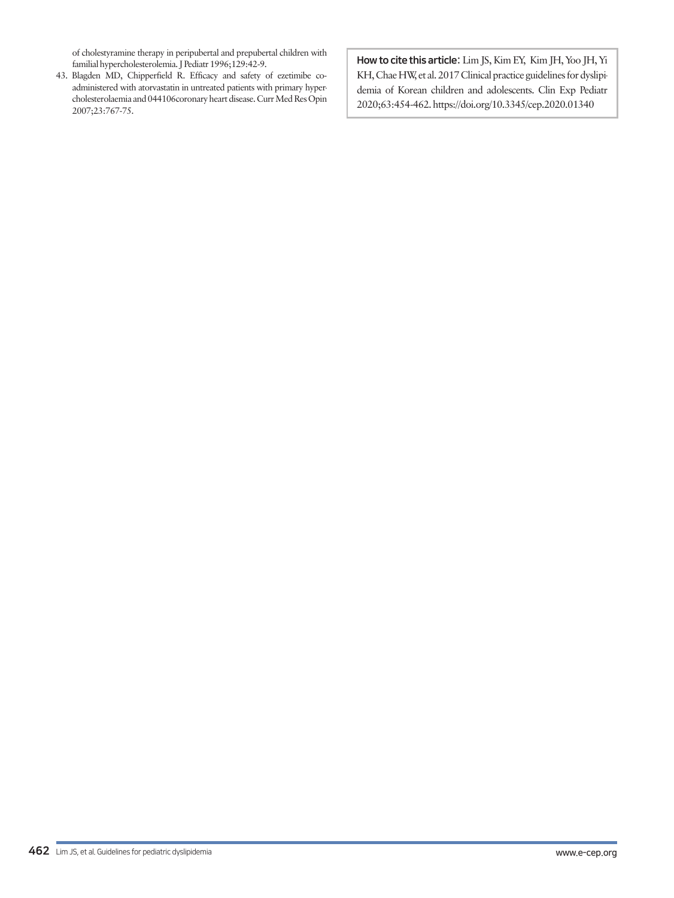of cholestyramine therapy in peripubertal and prepubertal children with familial hypercholesterolemia. J Pediatr 1996;129:42-9.

43. Blagden MD, Chipperfield R. Efficacy and safety of ezetimibe co-administered with atorvastatin in untreated patients with primary hypercholesterolaemia and 044106coronary heart disease. Curr Med Res Opin 2007;23:767-75.

**How to cite this article:** Lim JS, Kim EY, Kim JH, Yoo JH, Yi KH, Chae HW, et al. 2017 Clinical practice guidelines for dyslipidemia of Korean children and adolescents. Clin Exp Pediatr 2020;63:454-462. https://doi.org/10.3345/cep.2020.01340